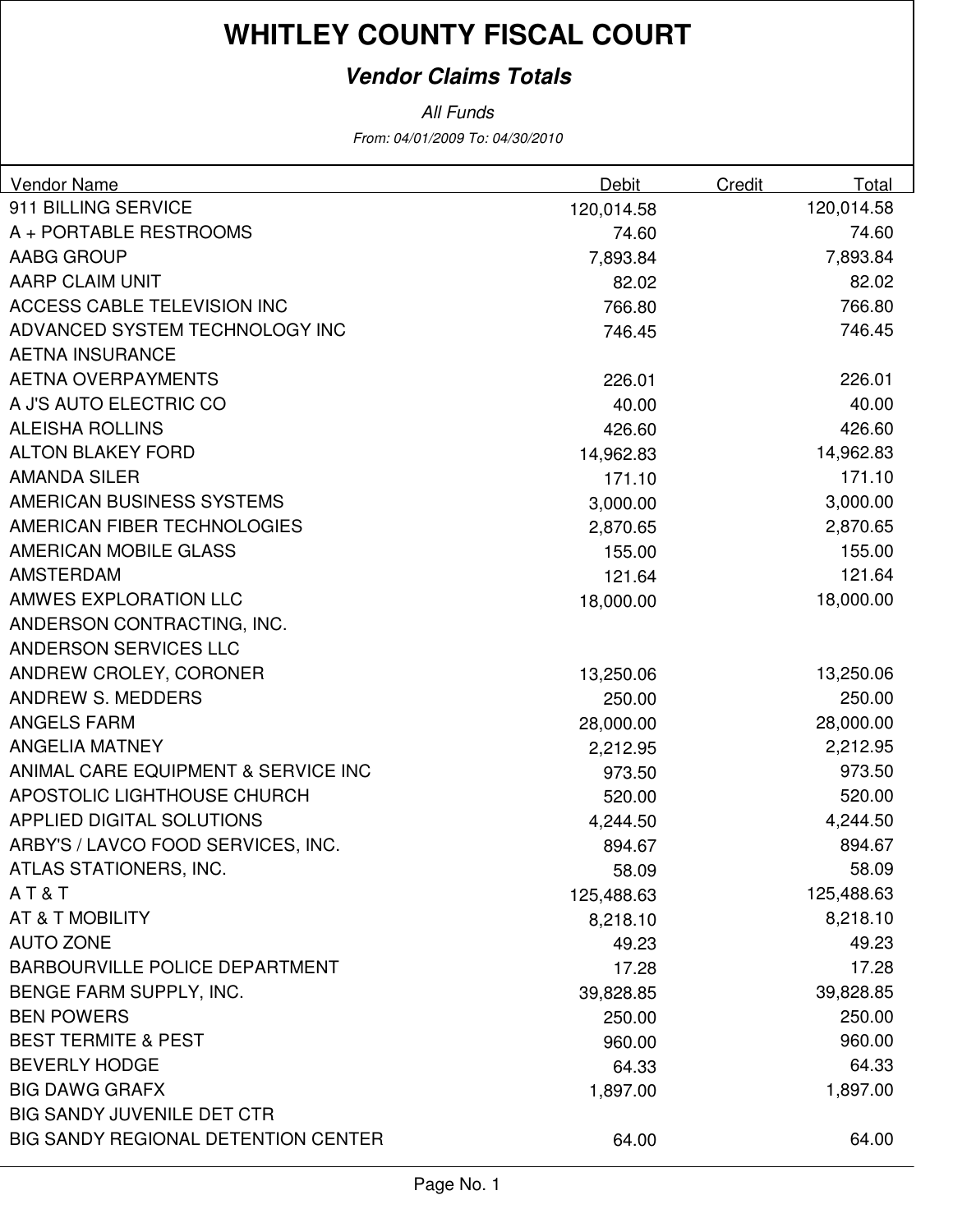# WHITLEY COUNTY FISCAL COURT

## *Vendor Claims Totals*

*All Funds*

*From: 04/01/2009 To: 04/30/2010*

| Vendor Name | Debit | Credit | Total |
|---|---|---|---|
| 911 BILLING SERVICE | 120,014.58 | | 120,014.58 |
| A + PORTABLE RESTROOMS | 74.60 | | 74.60 |
| AABG GROUP | 7,893.84 | | 7,893.84 |
| AARP CLAIM UNIT | 82.02 | | 82.02 |
| ACCESS CABLE TELEVISION INC | 766.80 | | 766.80 |
| ADVANCED SYSTEM TECHNOLOGY INC | 746.45 | | 746.45 |
| AETNA INSURANCE | | | |
| AETNA OVERPAYMENTS | 226.01 | | 226.01 |
| A J'S AUTO ELECTRIC CO | 40.00 | | 40.00 |
| ALEISHA ROLLINS | 426.60 | | 426.60 |
| ALTON BLAKEY FORD | 14,962.83 | | 14,962.83 |
| AMANDA SILER | 171.10 | | 171.10 |
| AMERICAN BUSINESS SYSTEMS | 3,000.00 | | 3,000.00 |
| AMERICAN FIBER TECHNOLOGIES | 2,870.65 | | 2,870.65 |
| AMERICAN MOBILE GLASS | 155.00 | | 155.00 |
| AMSTERDAM | 121.64 | | 121.64 |
| AMWES EXPLORATION LLC | 18,000.00 | | 18,000.00 |
| ANDERSON CONTRACTING, INC. | | | |
| ANDERSON SERVICES LLC | | | |
| ANDREW CROLEY, CORONER | 13,250.06 | | 13,250.06 |
| ANDREW S. MEDDERS | 250.00 | | 250.00 |
| ANGELS FARM | 28,000.00 | | 28,000.00 |
| ANGELIA MATNEY | 2,212.95 | | 2,212.95 |
| ANIMAL CARE EQUIPMENT & SERVICE INC | 973.50 | | 973.50 |
| APOSTOLIC LIGHTHOUSE CHURCH | 520.00 | | 520.00 |
| APPLIED DIGITAL SOLUTIONS | 4,244.50 | | 4,244.50 |
| ARBY'S / LAVCO FOOD SERVICES, INC. | 894.67 | | 894.67 |
| ATLAS STATIONERS, INC. | 58.09 | | 58.09 |
| A T & T | 125,488.63 | | 125,488.63 |
| AT & T MOBILITY | 8,218.10 | | 8,218.10 |
| AUTO ZONE | 49.23 | | 49.23 |
| BARBOURVILLE POLICE DEPARTMENT | 17.28 | | 17.28 |
| BENGE FARM SUPPLY, INC. | 39,828.85 | | 39,828.85 |
| BEN POWERS | 250.00 | | 250.00 |
| BEST TERMITE & PEST | 960.00 | | 960.00 |
| BEVERLY HODGE | 64.33 | | 64.33 |
| BIG DAWG GRAFX | 1,897.00 | | 1,897.00 |
| BIG SANDY JUVENILE DET CTR | | | |
| BIG SANDY REGIONAL DETENTION CENTER | 64.00 | | 64.00 |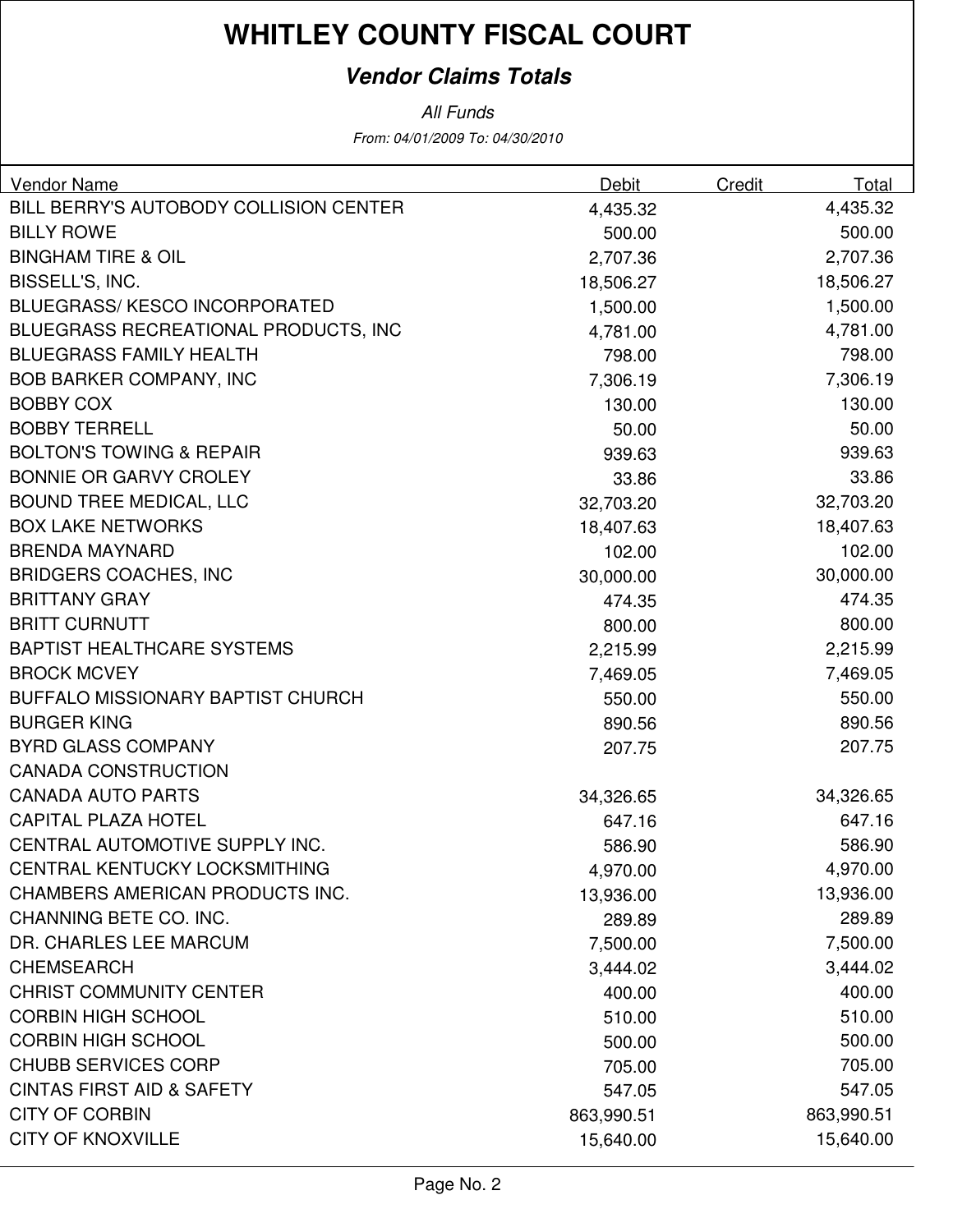# WHITLEY COUNTY FISCAL COURT

## *Vendor Claims Totals*

*All Funds*

*From: 04/01/2009 To: 04/30/2010*

| Vendor Name | Debit | Credit | Total |
|---|---|---|---|
| BILL BERRY'S AUTOBODY COLLISION CENTER | 4,435.32 | | 4,435.32 |
| BILLY ROWE | 500.00 | | 500.00 |
| BINGHAM TIRE & OIL | 2,707.36 | | 2,707.36 |
| BISSELL'S, INC. | 18,506.27 | | 18,506.27 |
| BLUEGRASS/ KESCO INCORPORATED | 1,500.00 | | 1,500.00 |
| BLUEGRASS RECREATIONAL PRODUCTS, INC | 4,781.00 | | 4,781.00 |
| BLUEGRASS FAMILY HEALTH | 798.00 | | 798.00 |
| BOB BARKER COMPANY, INC | 7,306.19 | | 7,306.19 |
| BOBBY COX | 130.00 | | 130.00 |
| BOBBY TERRELL | 50.00 | | 50.00 |
| BOLTON'S TOWING & REPAIR | 939.63 | | 939.63 |
| BONNIE OR GARVY CROLEY | 33.86 | | 33.86 |
| BOUND TREE MEDICAL, LLC | 32,703.20 | | 32,703.20 |
| BOX LAKE NETWORKS | 18,407.63 | | 18,407.63 |
| BRENDA MAYNARD | 102.00 | | 102.00 |
| BRIDGERS COACHES, INC | 30,000.00 | | 30,000.00 |
| BRITTANY GRAY | 474.35 | | 474.35 |
| BRITT CURNUTT | 800.00 | | 800.00 |
| BAPTIST HEALTHCARE SYSTEMS | 2,215.99 | | 2,215.99 |
| BROCK MCVEY | 7,469.05 | | 7,469.05 |
| BUFFALO MISSIONARY BAPTIST CHURCH | 550.00 | | 550.00 |
| BURGER KING | 890.56 | | 890.56 |
| BYRD GLASS COMPANY | 207.75 | | 207.75 |
| CANADA CONSTRUCTION | | | |
| CANADA AUTO PARTS | 34,326.65 | | 34,326.65 |
| CAPITAL PLAZA HOTEL | 647.16 | | 647.16 |
| CENTRAL AUTOMOTIVE SUPPLY INC. | 586.90 | | 586.90 |
| CENTRAL KENTUCKY LOCKSMITHING | 4,970.00 | | 4,970.00 |
| CHAMBERS AMERICAN PRODUCTS INC. | 13,936.00 | | 13,936.00 |
| CHANNING BETE CO. INC. | 289.89 | | 289.89 |
| DR. CHARLES LEE MARCUM | 7,500.00 | | 7,500.00 |
| CHEMSEARCH | 3,444.02 | | 3,444.02 |
| CHRIST COMMUNITY CENTER | 400.00 | | 400.00 |
| CORBIN HIGH SCHOOL | 510.00 | | 510.00 |
| CORBIN HIGH SCHOOL | 500.00 | | 500.00 |
| CHUBB SERVICES CORP | 705.00 | | 705.00 |
| CINTAS FIRST AID & SAFETY | 547.05 | | 547.05 |
| CITY OF CORBIN | 863,990.51 | | 863,990.51 |
| CITY OF KNOXVILLE | 15,640.00 | | 15,640.00 |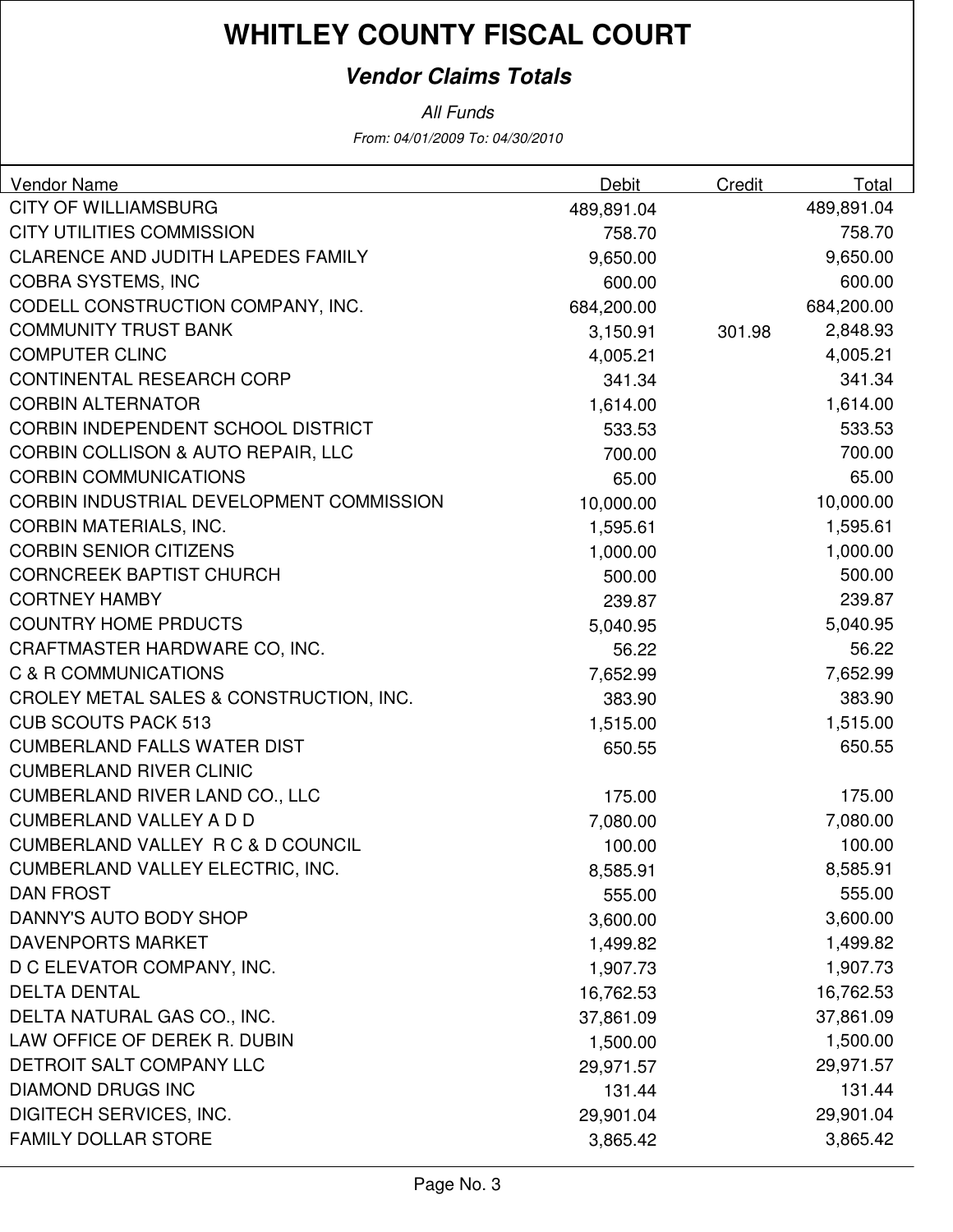# WHITLEY COUNTY FISCAL COURT

## *Vendor Claims Totals*

*All Funds*

*From: 04/01/2009 To: 04/30/2010*

| Vendor Name | Debit | Credit | Total |
|---|---|---|---|
| CITY OF WILLIAMSBURG | 489,891.04 | | 489,891.04 |
| CITY UTILITIES COMMISSION | 758.70 | | 758.70 |
| CLARENCE AND JUDITH LAPEDES FAMILY | 9,650.00 | | 9,650.00 |
| COBRA SYSTEMS, INC | 600.00 | | 600.00 |
| CODELL CONSTRUCTION COMPANY, INC. | 684,200.00 | | 684,200.00 |
| COMMUNITY TRUST BANK | 3,150.91 | 301.98 | 2,848.93 |
| COMPUTER CLINC | 4,005.21 | | 4,005.21 |
| CONTINENTAL RESEARCH CORP | 341.34 | | 341.34 |
| CORBIN ALTERNATOR | 1,614.00 | | 1,614.00 |
| CORBIN INDEPENDENT SCHOOL DISTRICT | 533.53 | | 533.53 |
| CORBIN COLLISON & AUTO REPAIR, LLC | 700.00 | | 700.00 |
| CORBIN COMMUNICATIONS | 65.00 | | 65.00 |
| CORBIN INDUSTRIAL DEVELOPMENT COMMISSION | 10,000.00 | | 10,000.00 |
| CORBIN MATERIALS, INC. | 1,595.61 | | 1,595.61 |
| CORBIN SENIOR CITIZENS | 1,000.00 | | 1,000.00 |
| CORNCREEK BAPTIST CHURCH | 500.00 | | 500.00 |
| CORTNEY HAMBY | 239.87 | | 239.87 |
| COUNTRY HOME PRDUCTS | 5,040.95 | | 5,040.95 |
| CRAFTMASTER HARDWARE CO, INC. | 56.22 | | 56.22 |
| C & R COMMUNICATIONS | 7,652.99 | | 7,652.99 |
| CROLEY METAL SALES & CONSTRUCTION, INC. | 383.90 | | 383.90 |
| CUB SCOUTS PACK 513 | 1,515.00 | | 1,515.00 |
| CUMBERLAND FALLS WATER DIST | 650.55 | | 650.55 |
| CUMBERLAND RIVER CLINIC | | | |
| CUMBERLAND RIVER LAND CO., LLC | 175.00 | | 175.00 |
| CUMBERLAND VALLEY A D D | 7,080.00 | | 7,080.00 |
| CUMBERLAND VALLEY R C & D COUNCIL | 100.00 | | 100.00 |
| CUMBERLAND VALLEY ELECTRIC, INC. | 8,585.91 | | 8,585.91 |
| DAN FROST | 555.00 | | 555.00 |
| DANNY'S AUTO BODY SHOP | 3,600.00 | | 3,600.00 |
| DAVENPORTS MARKET | 1,499.82 | | 1,499.82 |
| D C ELEVATOR COMPANY, INC. | 1,907.73 | | 1,907.73 |
| DELTA DENTAL | 16,762.53 | | 16,762.53 |
| DELTA NATURAL GAS CO., INC. | 37,861.09 | | 37,861.09 |
| LAW OFFICE OF DEREK R. DUBIN | 1,500.00 | | 1,500.00 |
| DETROIT SALT COMPANY LLC | 29,971.57 | | 29,971.57 |
| DIAMOND DRUGS INC | 131.44 | | 131.44 |
| DIGITECH SERVICES, INC. | 29,901.04 | | 29,901.04 |
| FAMILY DOLLAR STORE | 3,865.42 | | 3,865.42 |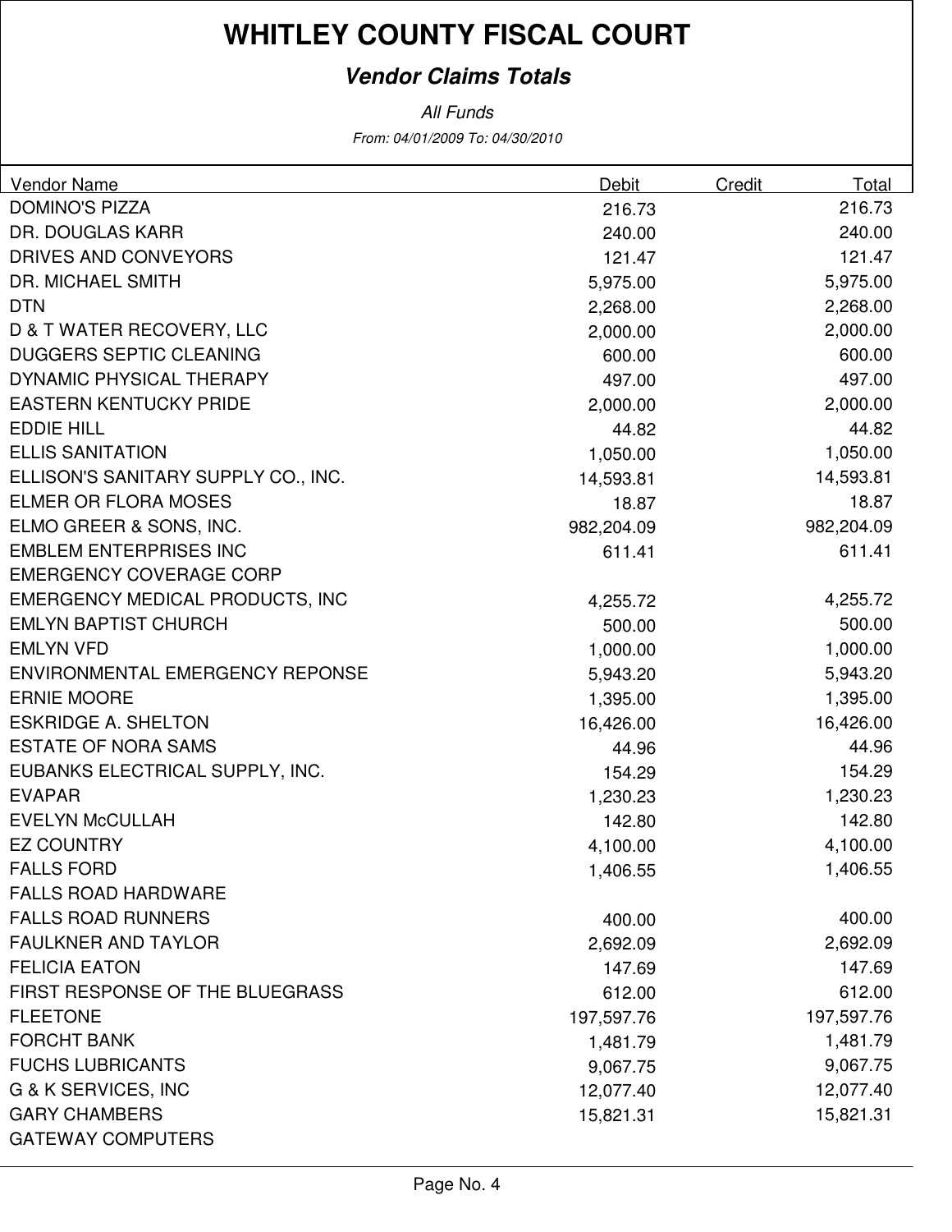# WHITLEY COUNTY FISCAL COURT

## *Vendor Claims Totals*

*All Funds*

*From: 04/01/2009 To: 04/30/2010*

| Vendor Name | Debit | Credit | Total |
|---|---|---|---|
| DOMINO'S PIZZA | 216.73 | | 216.73 |
| DR. DOUGLAS KARR | 240.00 | | 240.00 |
| DRIVES AND CONVEYORS | 121.47 | | 121.47 |
| DR. MICHAEL SMITH | 5,975.00 | | 5,975.00 |
| DTN | 2,268.00 | | 2,268.00 |
| D & T WATER RECOVERY, LLC | 2,000.00 | | 2,000.00 |
| DUGGERS SEPTIC CLEANING | 600.00 | | 600.00 |
| DYNAMIC PHYSICAL THERAPY | 497.00 | | 497.00 |
| EASTERN KENTUCKY PRIDE | 2,000.00 | | 2,000.00 |
| EDDIE HILL | 44.82 | | 44.82 |
| ELLIS SANITATION | 1,050.00 | | 1,050.00 |
| ELLISON'S SANITARY SUPPLY CO., INC. | 14,593.81 | | 14,593.81 |
| ELMER OR FLORA MOSES | 18.87 | | 18.87 |
| ELMO GREER & SONS, INC. | 982,204.09 | | 982,204.09 |
| EMBLEM ENTERPRISES INC | 611.41 | | 611.41 |
| EMERGENCY COVERAGE CORP | | | |
| EMERGENCY MEDICAL PRODUCTS, INC | 4,255.72 | | 4,255.72 |
| EMLYN BAPTIST CHURCH | 500.00 | | 500.00 |
| EMLYN VFD | 1,000.00 | | 1,000.00 |
| ENVIRONMENTAL EMERGENCY REPONSE | 5,943.20 | | 5,943.20 |
| ERNIE MOORE | 1,395.00 | | 1,395.00 |
| ESKRIDGE A. SHELTON | 16,426.00 | | 16,426.00 |
| ESTATE OF NORA SAMS | 44.96 | | 44.96 |
| EUBANKS ELECTRICAL SUPPLY, INC. | 154.29 | | 154.29 |
| EVAPAR | 1,230.23 | | 1,230.23 |
| EVELYN McCULLAH | 142.80 | | 142.80 |
| EZ COUNTRY | 4,100.00 | | 4,100.00 |
| FALLS FORD | 1,406.55 | | 1,406.55 |
| FALLS ROAD HARDWARE | | | |
| FALLS ROAD RUNNERS | 400.00 | | 400.00 |
| FAULKNER AND TAYLOR | 2,692.09 | | 2,692.09 |
| FELICIA EATON | 147.69 | | 147.69 |
| FIRST RESPONSE OF THE BLUEGRASS | 612.00 | | 612.00 |
| FLEETONE | 197,597.76 | | 197,597.76 |
| FORCHT BANK | 1,481.79 | | 1,481.79 |
| FUCHS LUBRICANTS | 9,067.75 | | 9,067.75 |
| G & K SERVICES, INC | 12,077.40 | | 12,077.40 |
| GARY CHAMBERS | 15,821.31 | | 15,821.31 |
| GATEWAY COMPUTERS | | | |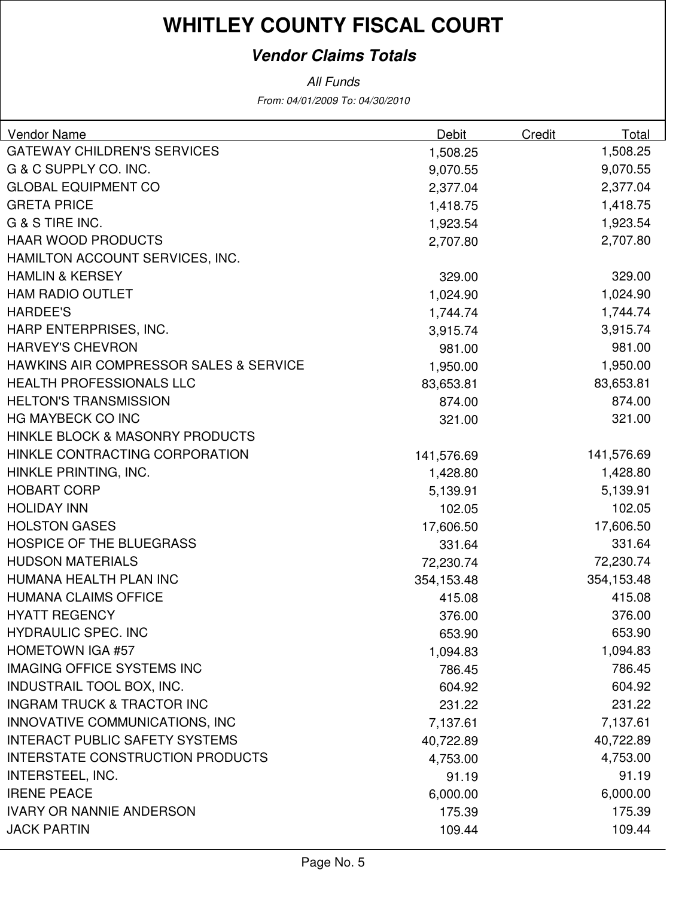# WHITLEY COUNTY FISCAL COURT

## *Vendor Claims Totals*

*All Funds*

*From: 04/01/2009 To: 04/30/2010*

| Vendor Name | Debit | Credit | Total |
|---|---|---|---|
| GATEWAY CHILDREN'S SERVICES | 1,508.25 | | 1,508.25 |
| G & C SUPPLY CO. INC. | 9,070.55 | | 9,070.55 |
| GLOBAL EQUIPMENT CO | 2,377.04 | | 2,377.04 |
| GRETA PRICE | 1,418.75 | | 1,418.75 |
| G & S TIRE INC. | 1,923.54 | | 1,923.54 |
| HAAR WOOD PRODUCTS | 2,707.80 | | 2,707.80 |
| HAMILTON ACCOUNT SERVICES, INC. | | | |
| HAMLIN & KERSEY | 329.00 | | 329.00 |
| HAM RADIO OUTLET | 1,024.90 | | 1,024.90 |
| HARDEE'S | 1,744.74 | | 1,744.74 |
| HARP ENTERPRISES, INC. | 3,915.74 | | 3,915.74 |
| HARVEY'S CHEVRON | 981.00 | | 981.00 |
| HAWKINS AIR COMPRESSOR SALES & SERVICE | 1,950.00 | | 1,950.00 |
| HEALTH PROFESSIONALS LLC | 83,653.81 | | 83,653.81 |
| HELTON'S TRANSMISSION | 874.00 | | 874.00 |
| HG MAYBECK CO INC | 321.00 | | 321.00 |
| HINKLE BLOCK & MASONRY PRODUCTS | | | |
| HINKLE CONTRACTING CORPORATION | 141,576.69 | | 141,576.69 |
| HINKLE PRINTING, INC. | 1,428.80 | | 1,428.80 |
| HOBART CORP | 5,139.91 | | 5,139.91 |
| HOLIDAY INN | 102.05 | | 102.05 |
| HOLSTON GASES | 17,606.50 | | 17,606.50 |
| HOSPICE OF THE BLUEGRASS | 331.64 | | 331.64 |
| HUDSON MATERIALS | 72,230.74 | | 72,230.74 |
| HUMANA HEALTH PLAN INC | 354,153.48 | | 354,153.48 |
| HUMANA CLAIMS OFFICE | 415.08 | | 415.08 |
| HYATT REGENCY | 376.00 | | 376.00 |
| HYDRAULIC SPEC. INC | 653.90 | | 653.90 |
| HOMETOWN IGA #57 | 1,094.83 | | 1,094.83 |
| IMAGING OFFICE SYSTEMS INC | 786.45 | | 786.45 |
| INDUSTRAIL TOOL BOX, INC. | 604.92 | | 604.92 |
| INGRAM TRUCK & TRACTOR INC | 231.22 | | 231.22 |
| INNOVATIVE COMMUNICATIONS, INC | 7,137.61 | | 7,137.61 |
| INTERACT PUBLIC SAFETY SYSTEMS | 40,722.89 | | 40,722.89 |
| INTERSTATE CONSTRUCTION PRODUCTS | 4,753.00 | | 4,753.00 |
| INTERSTEEL, INC. | 91.19 | | 91.19 |
| IRENE PEACE | 6,000.00 | | 6,000.00 |
| IVARY OR NANNIE ANDERSON | 175.39 | | 175.39 |
| JACK PARTIN | 109.44 | | 109.44 |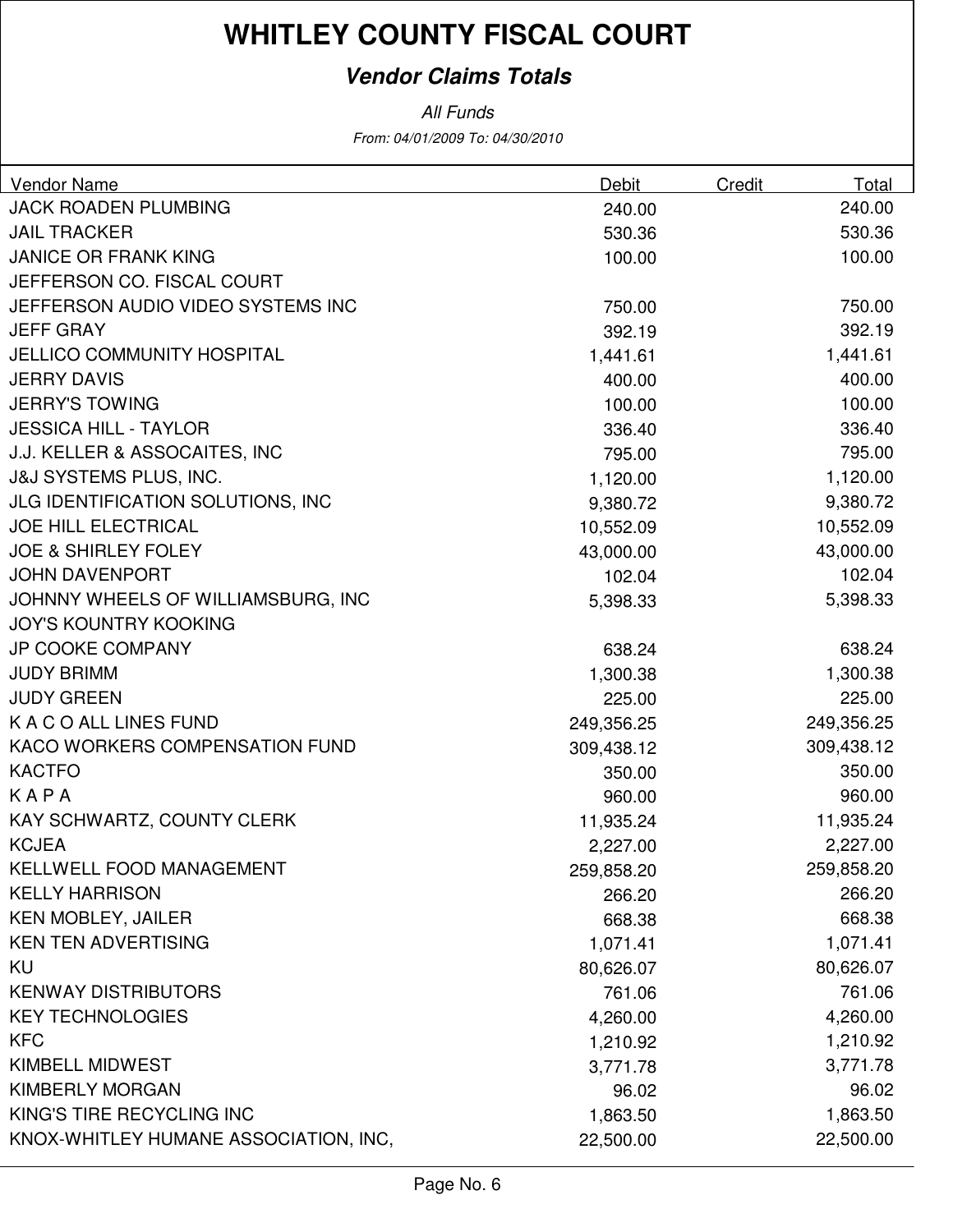# WHITLEY COUNTY FISCAL COURT

## *Vendor Claims Totals*

*All Funds*

*From: 04/01/2009 To: 04/30/2010*

| Vendor Name | Debit | Credit | Total |
|---|---|---|---|
| JACK ROADEN PLUMBING | 240.00 | | 240.00 |
| JAIL TRACKER | 530.36 | | 530.36 |
| JANICE OR FRANK KING | 100.00 | | 100.00 |
| JEFFERSON CO. FISCAL COURT | | | |
| JEFFERSON AUDIO VIDEO SYSTEMS INC | 750.00 | | 750.00 |
| JEFF GRAY | 392.19 | | 392.19 |
| JELLICO COMMUNITY HOSPITAL | 1,441.61 | | 1,441.61 |
| JERRY DAVIS | 400.00 | | 400.00 |
| JERRY'S TOWING | 100.00 | | 100.00 |
| JESSICA HILL - TAYLOR | 336.40 | | 336.40 |
| J.J. KELLER & ASSOCAITES, INC | 795.00 | | 795.00 |
| J&J SYSTEMS PLUS, INC. | 1,120.00 | | 1,120.00 |
| JLG IDENTIFICATION SOLUTIONS, INC | 9,380.72 | | 9,380.72 |
| JOE HILL ELECTRICAL | 10,552.09 | | 10,552.09 |
| JOE & SHIRLEY FOLEY | 43,000.00 | | 43,000.00 |
| JOHN DAVENPORT | 102.04 | | 102.04 |
| JOHNNY WHEELS OF WILLIAMSBURG, INC | 5,398.33 | | 5,398.33 |
| JOY'S KOUNTRY KOOKING | | | |
| JP COOKE COMPANY | 638.24 | | 638.24 |
| JUDY BRIMM | 1,300.38 | | 1,300.38 |
| JUDY GREEN | 225.00 | | 225.00 |
| K A C O ALL LINES FUND | 249,356.25 | | 249,356.25 |
| KACO WORKERS COMPENSATION FUND | 309,438.12 | | 309,438.12 |
| KACTFO | 350.00 | | 350.00 |
| K A P A | 960.00 | | 960.00 |
| KAY SCHWARTZ, COUNTY CLERK | 11,935.24 | | 11,935.24 |
| KCJEA | 2,227.00 | | 2,227.00 |
| KELLWELL FOOD MANAGEMENT | 259,858.20 | | 259,858.20 |
| KELLY HARRISON | 266.20 | | 266.20 |
| KEN MOBLEY, JAILER | 668.38 | | 668.38 |
| KEN TEN ADVERTISING | 1,071.41 | | 1,071.41 |
| KU | 80,626.07 | | 80,626.07 |
| KENWAY DISTRIBUTORS | 761.06 | | 761.06 |
| KEY TECHNOLOGIES | 4,260.00 | | 4,260.00 |
| KFC | 1,210.92 | | 1,210.92 |
| KIMBELL MIDWEST | 3,771.78 | | 3,771.78 |
| KIMBERLY MORGAN | 96.02 | | 96.02 |
| KING'S TIRE RECYCLING INC | 1,863.50 | | 1,863.50 |
| KNOX-WHITLEY HUMANE ASSOCIATION, INC, | 22,500.00 | | 22,500.00 |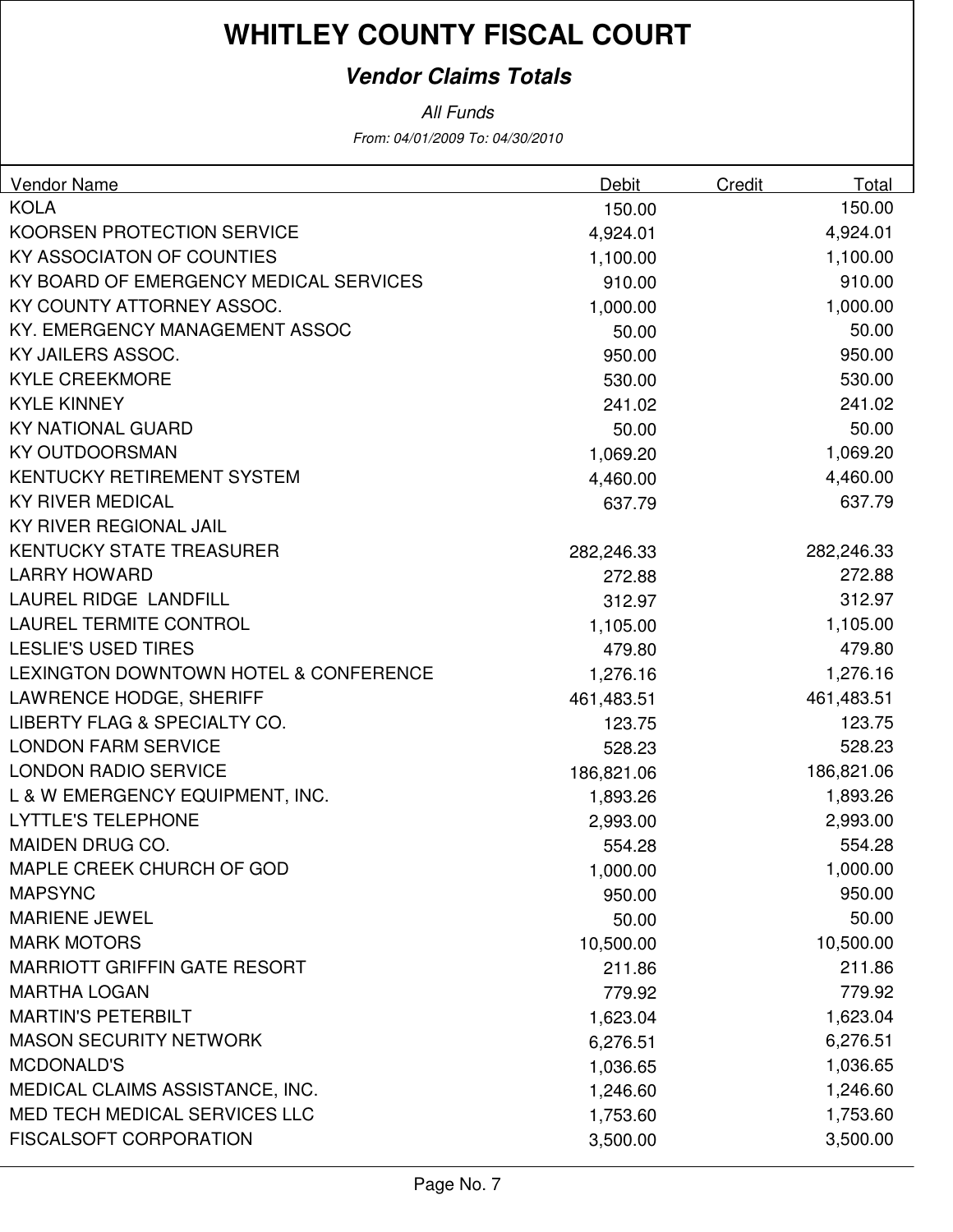# WHITLEY COUNTY FISCAL COURT

## *Vendor Claims Totals*

*All Funds*

*From: 04/01/2009 To: 04/30/2010*

| Vendor Name | Debit | Credit | Total |
|---|---|---|---|
| KOLA | 150.00 | | 150.00 |
| KOORSEN PROTECTION SERVICE | 4,924.01 | | 4,924.01 |
| KY ASSOCIATON OF COUNTIES | 1,100.00 | | 1,100.00 |
| KY BOARD OF EMERGENCY MEDICAL SERVICES | 910.00 | | 910.00 |
| KY COUNTY ATTORNEY ASSOC. | 1,000.00 | | 1,000.00 |
| KY. EMERGENCY MANAGEMENT ASSOC | 50.00 | | 50.00 |
| KY JAILERS ASSOC. | 950.00 | | 950.00 |
| KYLE CREEKMORE | 530.00 | | 530.00 |
| KYLE KINNEY | 241.02 | | 241.02 |
| KY NATIONAL GUARD | 50.00 | | 50.00 |
| KY OUTDOORSMAN | 1,069.20 | | 1,069.20 |
| KENTUCKY RETIREMENT SYSTEM | 4,460.00 | | 4,460.00 |
| KY RIVER MEDICAL | 637.79 | | 637.79 |
| KY RIVER REGIONAL JAIL | | | |
| KENTUCKY STATE TREASURER | 282,246.33 | | 282,246.33 |
| LARRY HOWARD | 272.88 | | 272.88 |
| LAUREL RIDGE LANDFILL | 312.97 | | 312.97 |
| LAUREL TERMITE CONTROL | 1,105.00 | | 1,105.00 |
| LESLIE'S USED TIRES | 479.80 | | 479.80 |
| LEXINGTON DOWNTOWN HOTEL & CONFERENCE | 1,276.16 | | 1,276.16 |
| LAWRENCE HODGE, SHERIFF | 461,483.51 | | 461,483.51 |
| LIBERTY FLAG & SPECIALTY CO. | 123.75 | | 123.75 |
| LONDON FARM SERVICE | 528.23 | | 528.23 |
| LONDON RADIO SERVICE | 186,821.06 | | 186,821.06 |
| L & W EMERGENCY EQUIPMENT, INC. | 1,893.26 | | 1,893.26 |
| LYTTLE'S TELEPHONE | 2,993.00 | | 2,993.00 |
| MAIDEN DRUG CO. | 554.28 | | 554.28 |
| MAPLE CREEK CHURCH OF GOD | 1,000.00 | | 1,000.00 |
| MAPSYNC | 950.00 | | 950.00 |
| MARIENE JEWEL | 50.00 | | 50.00 |
| MARK MOTORS | 10,500.00 | | 10,500.00 |
| MARRIOTT GRIFFIN GATE RESORT | 211.86 | | 211.86 |
| MARTHA LOGAN | 779.92 | | 779.92 |
| MARTIN'S PETERBILT | 1,623.04 | | 1,623.04 |
| MASON SECURITY NETWORK | 6,276.51 | | 6,276.51 |
| MCDONALD'S | 1,036.65 | | 1,036.65 |
| MEDICAL CLAIMS ASSISTANCE, INC. | 1,246.60 | | 1,246.60 |
| MED TECH MEDICAL SERVICES LLC | 1,753.60 | | 1,753.60 |
| FISCALSOFT CORPORATION | 3,500.00 | | 3,500.00 |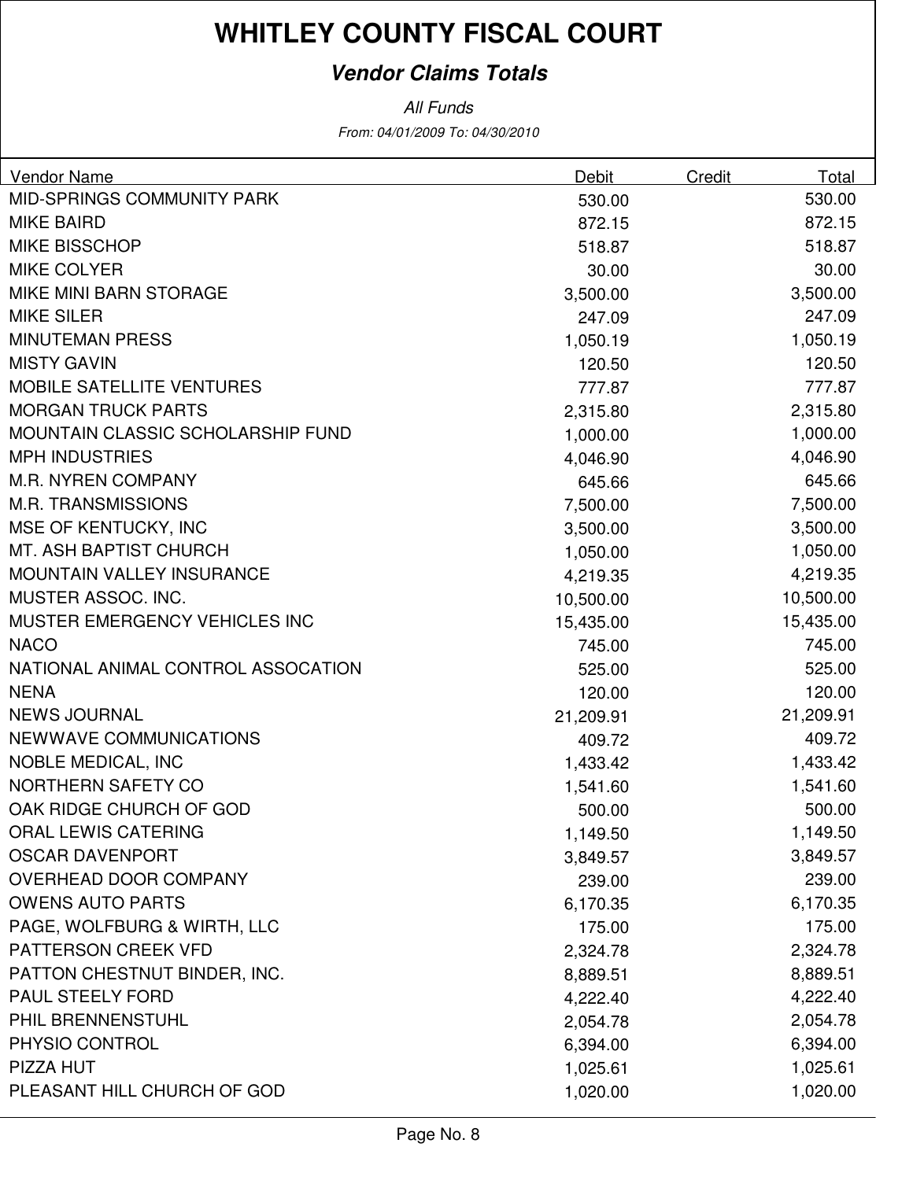# WHITLEY COUNTY FISCAL COURT

## *Vendor Claims Totals*

*All Funds*

*From: 04/01/2009 To: 04/30/2010*

| Vendor Name | Debit | Credit | Total |
|---|---|---|---|
| MID-SPRINGS COMMUNITY PARK | 530.00 | | 530.00 |
| MIKE BAIRD | 872.15 | | 872.15 |
| MIKE BISSCHOP | 518.87 | | 518.87 |
| MIKE COLYER | 30.00 | | 30.00 |
| MIKE MINI BARN STORAGE | 3,500.00 | | 3,500.00 |
| MIKE SILER | 247.09 | | 247.09 |
| MINUTEMAN PRESS | 1,050.19 | | 1,050.19 |
| MISTY GAVIN | 120.50 | | 120.50 |
| MOBILE SATELLITE VENTURES | 777.87 | | 777.87 |
| MORGAN TRUCK PARTS | 2,315.80 | | 2,315.80 |
| MOUNTAIN CLASSIC SCHOLARSHIP FUND | 1,000.00 | | 1,000.00 |
| MPH INDUSTRIES | 4,046.90 | | 4,046.90 |
| M.R. NYREN COMPANY | 645.66 | | 645.66 |
| M.R. TRANSMISSIONS | 7,500.00 | | 7,500.00 |
| MSE OF KENTUCKY, INC | 3,500.00 | | 3,500.00 |
| MT. ASH BAPTIST CHURCH | 1,050.00 | | 1,050.00 |
| MOUNTAIN VALLEY INSURANCE | 4,219.35 | | 4,219.35 |
| MUSTER ASSOC. INC. | 10,500.00 | | 10,500.00 |
| MUSTER EMERGENCY VEHICLES INC | 15,435.00 | | 15,435.00 |
| NACO | 745.00 | | 745.00 |
| NATIONAL ANIMAL CONTROL ASSOCATION | 525.00 | | 525.00 |
| NENA | 120.00 | | 120.00 |
| NEWS JOURNAL | 21,209.91 | | 21,209.91 |
| NEWWAVE COMMUNICATIONS | 409.72 | | 409.72 |
| NOBLE MEDICAL, INC | 1,433.42 | | 1,433.42 |
| NORTHERN SAFETY CO | 1,541.60 | | 1,541.60 |
| OAK RIDGE CHURCH OF GOD | 500.00 | | 500.00 |
| ORAL LEWIS CATERING | 1,149.50 | | 1,149.50 |
| OSCAR DAVENPORT | 3,849.57 | | 3,849.57 |
| OVERHEAD DOOR COMPANY | 239.00 | | 239.00 |
| OWENS AUTO PARTS | 6,170.35 | | 6,170.35 |
| PAGE, WOLFBURG & WIRTH, LLC | 175.00 | | 175.00 |
| PATTERSON CREEK VFD | 2,324.78 | | 2,324.78 |
| PATTON CHESTNUT BINDER, INC. | 8,889.51 | | 8,889.51 |
| PAUL STEELY FORD | 4,222.40 | | 4,222.40 |
| PHIL BRENNENSTUHL | 2,054.78 | | 2,054.78 |
| PHYSIO CONTROL | 6,394.00 | | 6,394.00 |
| PIZZA HUT | 1,025.61 | | 1,025.61 |
| PLEASANT HILL CHURCH OF GOD | 1,020.00 | | 1,020.00 |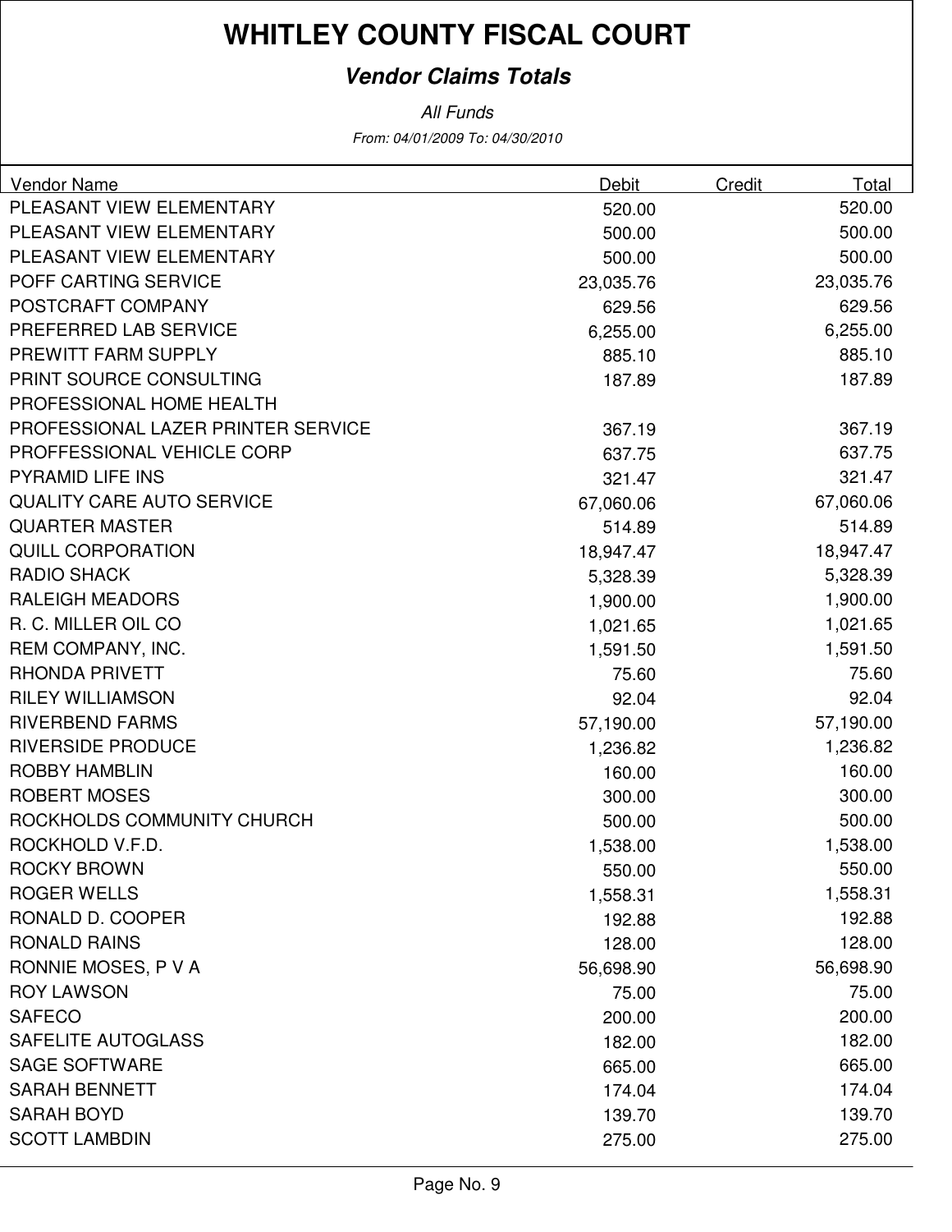# WHITLEY COUNTY FISCAL COURT

## *Vendor Claims Totals*

*All Funds*

*From: 04/01/2009 To: 04/30/2010*

| Vendor Name | Debit | Credit | Total |
|---|---|---|---|
| PLEASANT VIEW ELEMENTARY | 520.00 | | 520.00 |
| PLEASANT VIEW ELEMENTARY | 500.00 | | 500.00 |
| PLEASANT VIEW ELEMENTARY | 500.00 | | 500.00 |
| POFF CARTING SERVICE | 23,035.76 | | 23,035.76 |
| POSTCRAFT COMPANY | 629.56 | | 629.56 |
| PREFERRED LAB SERVICE | 6,255.00 | | 6,255.00 |
| PREWITT FARM SUPPLY | 885.10 | | 885.10 |
| PRINT SOURCE CONSULTING | 187.89 | | 187.89 |
| PROFESSIONAL HOME HEALTH | | | |
| PROFESSIONAL LAZER PRINTER SERVICE | 367.19 | | 367.19 |
| PROFFESSIONAL VEHICLE CORP | 637.75 | | 637.75 |
| PYRAMID LIFE INS | 321.47 | | 321.47 |
| QUALITY CARE AUTO SERVICE | 67,060.06 | | 67,060.06 |
| QUARTER MASTER | 514.89 | | 514.89 |
| QUILL CORPORATION | 18,947.47 | | 18,947.47 |
| RADIO SHACK | 5,328.39 | | 5,328.39 |
| RALEIGH MEADORS | 1,900.00 | | 1,900.00 |
| R. C. MILLER OIL CO | 1,021.65 | | 1,021.65 |
| REM COMPANY, INC. | 1,591.50 | | 1,591.50 |
| RHONDA PRIVETT | 75.60 | | 75.60 |
| RILEY WILLIAMSON | 92.04 | | 92.04 |
| RIVERBEND FARMS | 57,190.00 | | 57,190.00 |
| RIVERSIDE PRODUCE | 1,236.82 | | 1,236.82 |
| ROBBY HAMBLIN | 160.00 | | 160.00 |
| ROBERT MOSES | 300.00 | | 300.00 |
| ROCKHOLDS COMMUNITY CHURCH | 500.00 | | 500.00 |
| ROCKHOLD V.F.D. | 1,538.00 | | 1,538.00 |
| ROCKY BROWN | 550.00 | | 550.00 |
| ROGER WELLS | 1,558.31 | | 1,558.31 |
| RONALD D. COOPER | 192.88 | | 192.88 |
| RONALD RAINS | 128.00 | | 128.00 |
| RONNIE MOSES, P V A | 56,698.90 | | 56,698.90 |
| ROY LAWSON | 75.00 | | 75.00 |
| SAFECO | 200.00 | | 200.00 |
| SAFELITE AUTOGLASS | 182.00 | | 182.00 |
| SAGE SOFTWARE | 665.00 | | 665.00 |
| SARAH BENNETT | 174.04 | | 174.04 |
| SARAH BOYD | 139.70 | | 139.70 |
| SCOTT LAMBDIN | 275.00 | | 275.00 |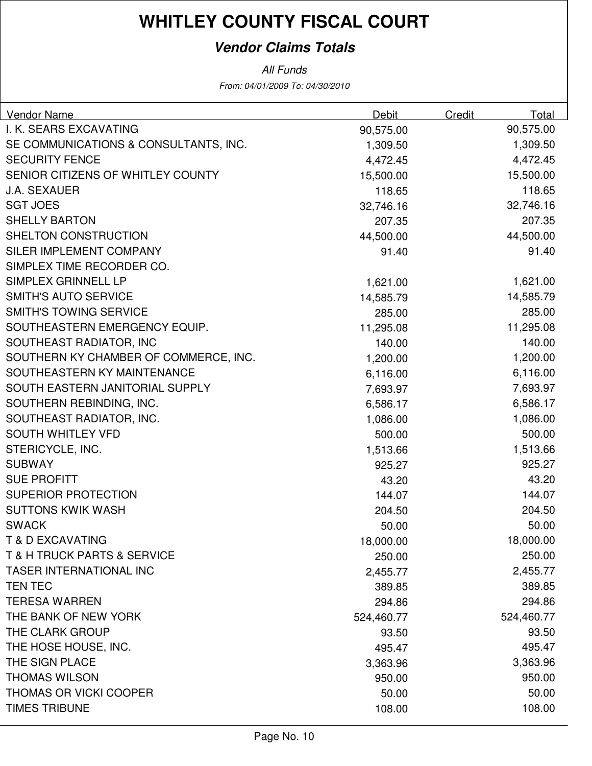# WHITLEY COUNTY FISCAL COURT

## *Vendor Claims Totals*

*All Funds*

*From: 04/01/2009 To: 04/30/2010*

| Vendor Name | Debit | Credit | Total |
|---|---|---|---|
| I. K. SEARS EXCAVATING | 90,575.00 | | 90,575.00 |
| SE COMMUNICATIONS & CONSULTANTS, INC. | 1,309.50 | | 1,309.50 |
| SECURITY FENCE | 4,472.45 | | 4,472.45 |
| SENIOR CITIZENS OF WHITLEY COUNTY | 15,500.00 | | 15,500.00 |
| J.A. SEXAUER | 118.65 | | 118.65 |
| SGT JOES | 32,746.16 | | 32,746.16 |
| SHELLY BARTON | 207.35 | | 207.35 |
| SHELTON CONSTRUCTION | 44,500.00 | | 44,500.00 |
| SILER IMPLEMENT COMPANY | 91.40 | | 91.40 |
| SIMPLEX TIME RECORDER CO. | | | |
| SIMPLEX GRINNELL LP | 1,621.00 | | 1,621.00 |
| SMITH'S AUTO SERVICE | 14,585.79 | | 14,585.79 |
| SMITH'S TOWING SERVICE | 285.00 | | 285.00 |
| SOUTHEASTERN EMERGENCY EQUIP. | 11,295.08 | | 11,295.08 |
| SOUTHEAST RADIATOR, INC | 140.00 | | 140.00 |
| SOUTHERN KY CHAMBER OF COMMERCE, INC. | 1,200.00 | | 1,200.00 |
| SOUTHEASTERN KY MAINTENANCE | 6,116.00 | | 6,116.00 |
| SOUTH EASTERN JANITORIAL SUPPLY | 7,693.97 | | 7,693.97 |
| SOUTHERN REBINDING, INC. | 6,586.17 | | 6,586.17 |
| SOUTHEAST RADIATOR, INC. | 1,086.00 | | 1,086.00 |
| SOUTH WHITLEY VFD | 500.00 | | 500.00 |
| STERICYCLE, INC. | 1,513.66 | | 1,513.66 |
| SUBWAY | 925.27 | | 925.27 |
| SUE PROFITT | 43.20 | | 43.20 |
| SUPERIOR PROTECTION | 144.07 | | 144.07 |
| SUTTONS KWIK WASH | 204.50 | | 204.50 |
| SWACK | 50.00 | | 50.00 |
| T & D EXCAVATING | 18,000.00 | | 18,000.00 |
| T & H TRUCK PARTS & SERVICE | 250.00 | | 250.00 |
| TASER INTERNATIONAL INC | 2,455.77 | | 2,455.77 |
| TEN TEC | 389.85 | | 389.85 |
| TERESA WARREN | 294.86 | | 294.86 |
| THE BANK OF NEW YORK | 524,460.77 | | 524,460.77 |
| THE CLARK GROUP | 93.50 | | 93.50 |
| THE HOSE HOUSE, INC. | 495.47 | | 495.47 |
| THE SIGN PLACE | 3,363.96 | | 3,363.96 |
| THOMAS WILSON | 950.00 | | 950.00 |
| THOMAS OR VICKI COOPER | 50.00 | | 50.00 |
| TIMES TRIBUNE | 108.00 | | 108.00 |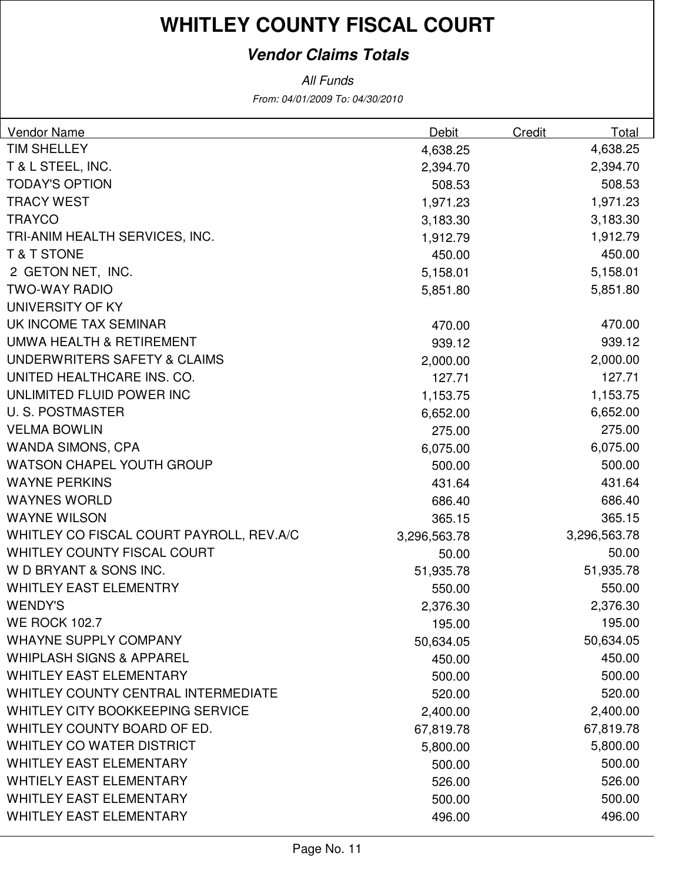# WHITLEY COUNTY FISCAL COURT

## *Vendor Claims Totals*

*All Funds*

*From: 04/01/2009 To: 04/30/2010*

| Vendor Name | Debit | Credit | Total |
|---|---|---|---|
| TIM SHELLEY | 4,638.25 | | 4,638.25 |
| T & L STEEL, INC. | 2,394.70 | | 2,394.70 |
| TODAY'S OPTION | 508.53 | | 508.53 |
| TRACY WEST | 1,971.23 | | 1,971.23 |
| TRAYCO | 3,183.30 | | 3,183.30 |
| TRI-ANIM HEALTH SERVICES, INC. | 1,912.79 | | 1,912.79 |
| T & T STONE | 450.00 | | 450.00 |
| 2 GETON NET, INC. | 5,158.01 | | 5,158.01 |
| TWO-WAY RADIO | 5,851.80 | | 5,851.80 |
| UNIVERSITY OF KY | | | |
| UK INCOME TAX SEMINAR | 470.00 | | 470.00 |
| UMWA HEALTH & RETIREMENT | 939.12 | | 939.12 |
| UNDERWRITERS SAFETY & CLAIMS | 2,000.00 | | 2,000.00 |
| UNITED HEALTHCARE INS. CO. | 127.71 | | 127.71 |
| UNLIMITED FLUID POWER INC | 1,153.75 | | 1,153.75 |
| U. S. POSTMASTER | 6,652.00 | | 6,652.00 |
| VELMA BOWLIN | 275.00 | | 275.00 |
| WANDA SIMONS, CPA | 6,075.00 | | 6,075.00 |
| WATSON CHAPEL YOUTH GROUP | 500.00 | | 500.00 |
| WAYNE PERKINS | 431.64 | | 431.64 |
| WAYNES WORLD | 686.40 | | 686.40 |
| WAYNE WILSON | 365.15 | | 365.15 |
| WHITLEY CO FISCAL COURT PAYROLL, REV.A/C | 3,296,563.78 | | 3,296,563.78 |
| WHITLEY COUNTY FISCAL COURT | 50.00 | | 50.00 |
| W D BRYANT & SONS INC. | 51,935.78 | | 51,935.78 |
| WHITLEY EAST ELEMENTRY | 550.00 | | 550.00 |
| WENDY'S | 2,376.30 | | 2,376.30 |
| WE ROCK 102.7 | 195.00 | | 195.00 |
| WHAYNE SUPPLY COMPANY | 50,634.05 | | 50,634.05 |
| WHIPLASH SIGNS & APPAREL | 450.00 | | 450.00 |
| WHITLEY EAST ELEMENTARY | 500.00 | | 500.00 |
| WHITLEY COUNTY CENTRAL INTERMEDIATE | 520.00 | | 520.00 |
| WHITLEY CITY BOOKKEEPING SERVICE | 2,400.00 | | 2,400.00 |
| WHITLEY COUNTY BOARD OF ED. | 67,819.78 | | 67,819.78 |
| WHITLEY CO WATER DISTRICT | 5,800.00 | | 5,800.00 |
| WHITLEY EAST ELEMENTARY | 500.00 | | 500.00 |
| WHTIELY EAST ELEMENTARY | 526.00 | | 526.00 |
| WHITLEY EAST ELEMENTARY | 500.00 | | 500.00 |
| WHITLEY EAST ELEMENTARY | 496.00 | | 496.00 |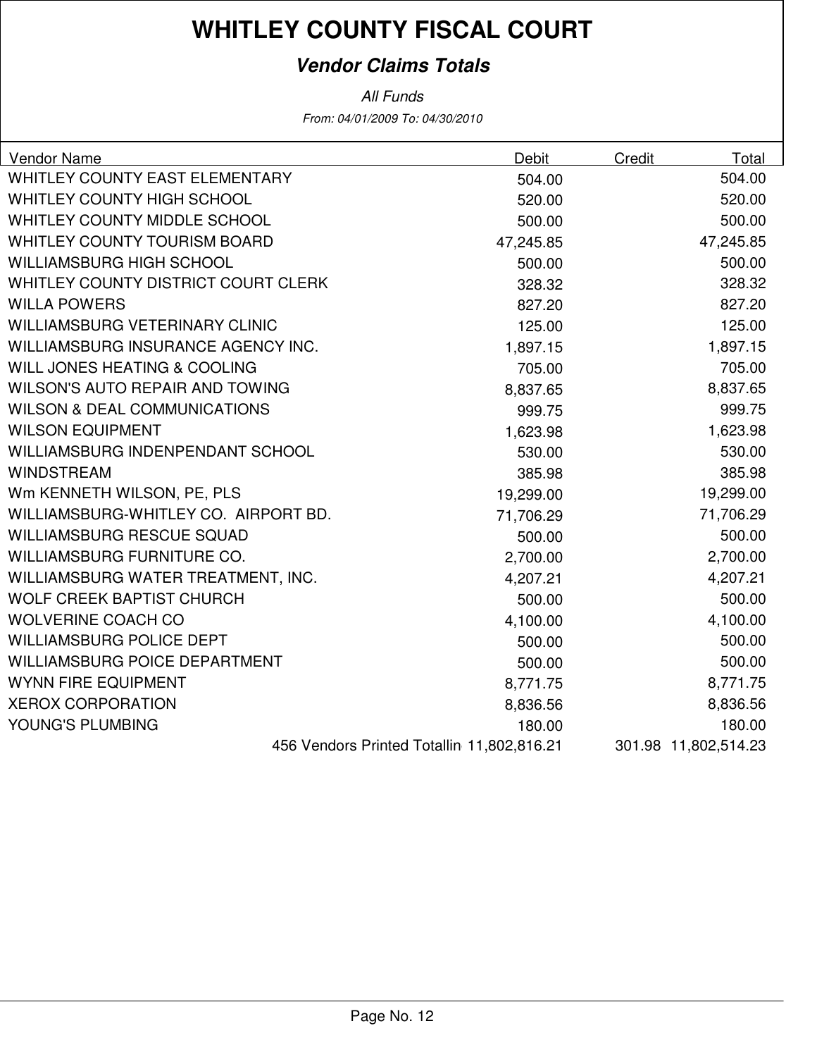# WHITLEY COUNTY FISCAL COURT

## *Vendor Claims Totals*

*All Funds*

*From: 04/01/2009 To: 04/30/2010*

| Vendor Name | Debit | Credit | Total |
|---|---|---|---|
| WHITLEY COUNTY EAST ELEMENTARY | 504.00 | | 504.00 |
| WHITLEY COUNTY HIGH SCHOOL | 520.00 | | 520.00 |
| WHITLEY COUNTY MIDDLE SCHOOL | 500.00 | | 500.00 |
| WHITLEY COUNTY TOURISM BOARD | 47,245.85 | | 47,245.85 |
| WILLIAMSBURG HIGH SCHOOL | 500.00 | | 500.00 |
| WHITLEY COUNTY DISTRICT COURT CLERK | 328.32 | | 328.32 |
| WILLA POWERS | 827.20 | | 827.20 |
| WILLIAMSBURG VETERINARY CLINIC | 125.00 | | 125.00 |
| WILLIAMSBURG INSURANCE AGENCY INC. | 1,897.15 | | 1,897.15 |
| WILL JONES HEATING & COOLING | 705.00 | | 705.00 |
| WILSON'S AUTO REPAIR AND TOWING | 8,837.65 | | 8,837.65 |
| WILSON & DEAL COMMUNICATIONS | 999.75 | | 999.75 |
| WILSON EQUIPMENT | 1,623.98 | | 1,623.98 |
| WILLIAMSBURG INDENPENDANT SCHOOL | 530.00 | | 530.00 |
| WINDSTREAM | 385.98 | | 385.98 |
| Wm KENNETH WILSON, PE, PLS | 19,299.00 | | 19,299.00 |
| WILLIAMSBURG-WHITLEY CO. AIRPORT BD. | 71,706.29 | | 71,706.29 |
| WILLIAMSBURG RESCUE SQUAD | 500.00 | | 500.00 |
| WILLIAMSBURG FURNITURE CO. | 2,700.00 | | 2,700.00 |
| WILLIAMSBURG WATER TREATMENT, INC. | 4,207.21 | | 4,207.21 |
| WOLF CREEK BAPTIST CHURCH | 500.00 | | 500.00 |
| WOLVERINE COACH CO | 4,100.00 | | 4,100.00 |
| WILLIAMSBURG POLICE DEPT | 500.00 | | 500.00 |
| WILLIAMSBURG POICE DEPARTMENT | 500.00 | | 500.00 |
| WYNN FIRE EQUIPMENT | 8,771.75 | | 8,771.75 |
| XEROX CORPORATION | 8,836.56 | | 8,836.56 |
| YOUNG'S PLUMBING | 180.00 | | 180.00 |
| 456 Vendors Printed Totallin | 11,802,816.21 | 301.98 | 11,802,514.23 |